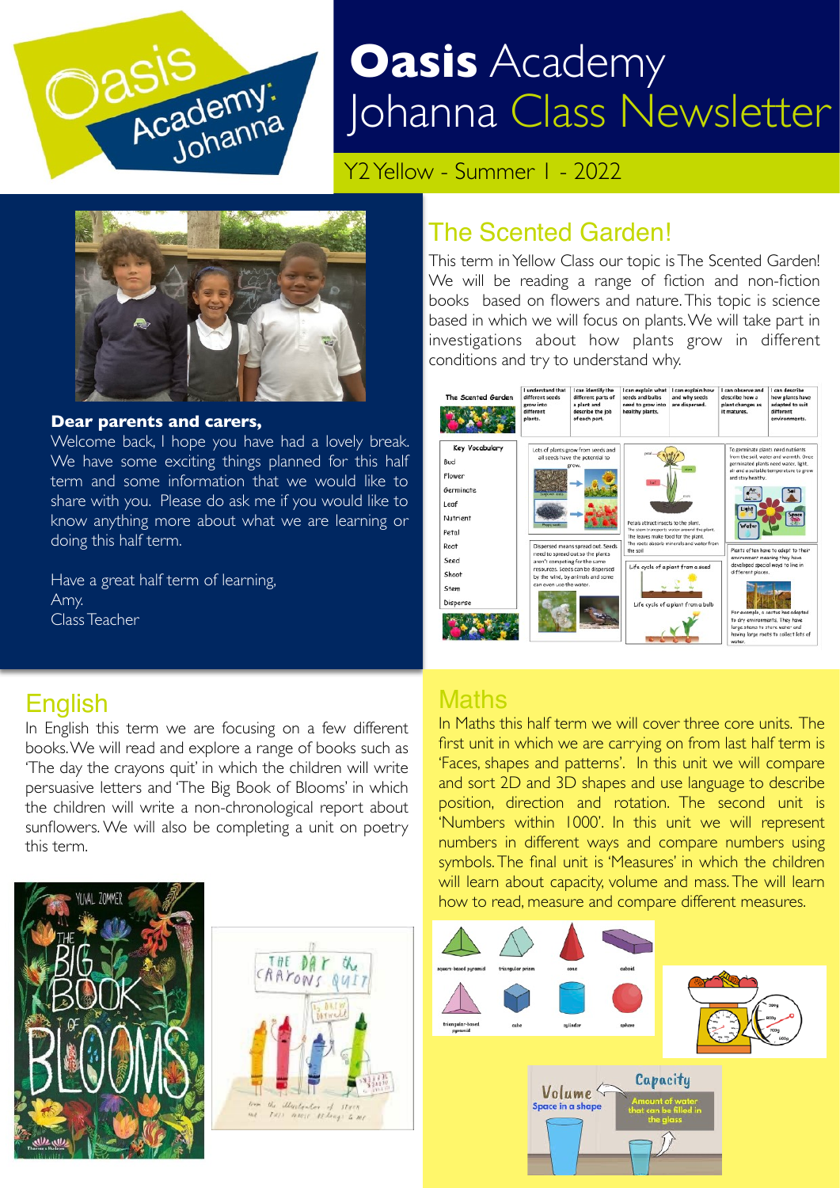# Oasis Academy Johanna Class Newsletter

Y2 Yellow - Summer 1 - 2022

**Dear parents and carers,**

Welcome back, I hope you have had a lovely break. We have some exciting things planned for this half term and some information that we would like to share with you. Please do ask me if you would like to know anything more about what we are learning or doing this half term.

Have a great half term of learning,
Amy.
Class Teacher

## The Scented Garden!

This term in Yellow Class our topic is The Scented Garden! We will be reading a range of fiction and non-fiction books based on flowers and nature. This topic is science based in which we will focus on plants. We will take part in investigations about how plants grow in different conditions and try to understand why.

## English

In English this term we are focusing on a few different books. We will read and explore a range of books such as 'The day the crayons quit' in which the children will write persuasive letters and 'The Big Book of Blooms' in which the children will write a non-chronological report about sunflowers. We will also be completing a unit on poetry this term.

## Maths

In Maths this half term we will cover three core units. The first unit in which we are carrying on from last half term is 'Faces, shapes and patterns'. In this unit we will compare and sort 2D and 3D shapes and use language to describe position, direction and rotation. The second unit is 'Numbers within 1000'. In this unit we will represent numbers in different ways and compare numbers using symbols. The final unit is 'Measures' in which the children will learn about capacity, volume and mass. The will learn how to read, measure and compare different measures.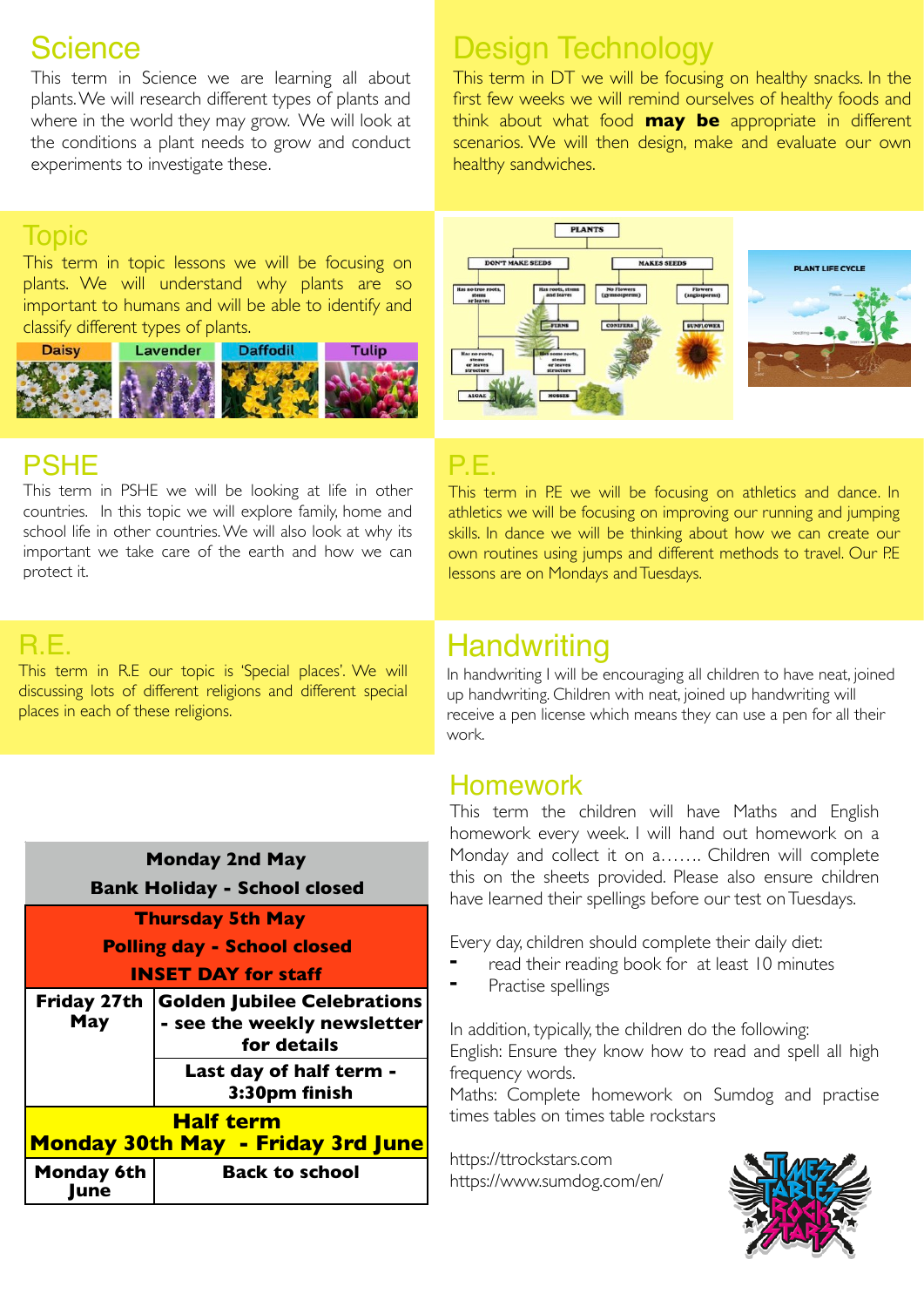## Science

This term in Science we are learning all about plants. We will research different types of plants and where in the world they may grow. We will look at the conditions a plant needs to grow and conduct experiments to investigate these.

## Design Technology

This term in DT we will be focusing on healthy snacks. In the first few weeks we will remind ourselves of healthy foods and think about what food **may be** appropriate in different scenarios. We will then design, make and evaluate our own healthy sandwiches.

## Topic

This term in topic lessons we will be focusing on plants. We will understand why plants are so important to humans and will be able to identify and classify different types of plants.

Daisy
Lavender
Daffodil
Tulip

PLANTS
DON'T MAKE SEEDS
MAKES SEEDS
Has no true roots, stems or leaves
Has roots, stems and leaves
No flowers (gymnosperms)
Flowers (angiosperms)
FERNS
CONIFERS
SUNFLOWER
Has no roots, stems or leaves structure
Has some roots, stems or leaves structure
ALGAE
MOSSES

PLANT LIFE CYCLE

## PSHE

This term in PSHE we will be looking at life in other countries. In this topic we will explore family, home and school life in other countries. We will also look at why its important we take care of the earth and how we can protect it.

## P.E.

This term in P.E we will be focusing on athletics and dance. In athletics we will be focusing on improving our running and jumping skills. In dance we will be thinking about how we can create our own routines using jumps and different methods to travel. Our P.E lessons are on Mondays and Tuesdays.

## R.E.

This term in R.E our topic is 'Special places'. We will discussing lots of different religions and different special places in each of these religions.

## Handwriting

In handwriting I will be encouraging all children to have neat, joined up handwriting. Children with neat, joined up handwriting will receive a pen license which means they can use a pen for all their work.

| | |
|---|---|
| **Monday 2nd May<br>Bank Holiday - School closed** | |
| **Thursday 5th May<br>Polling day - School closed<br>INSET DAY for staff** | |
| **Friday 27th May** | **Golden Jubilee Celebrations - see the weekly newsletter for details** |
| | **Last day of half term - 3:30pm finish** |
| **Half term<br>Monday 30th May - Friday 3rd June** | |
| **Monday 6th June** | **Back to school** |

## Homework

This term the children will have Maths and English homework every week. I will hand out homework on a Monday and collect it on a……. Children will complete this on the sheets provided. Please also ensure children have learned their spellings before our test on Tuesdays.

Every day, children should complete their daily diet:

- read their reading book for at least 10 minutes
- Practise spellings

In addition, typically, the children do the following:
English: Ensure they know how to read and spell all high frequency words.
Maths: Complete homework on Sumdog and practise times tables on times table rockstars

https://ttrockstars.com
https://www.sumdog.com/en/